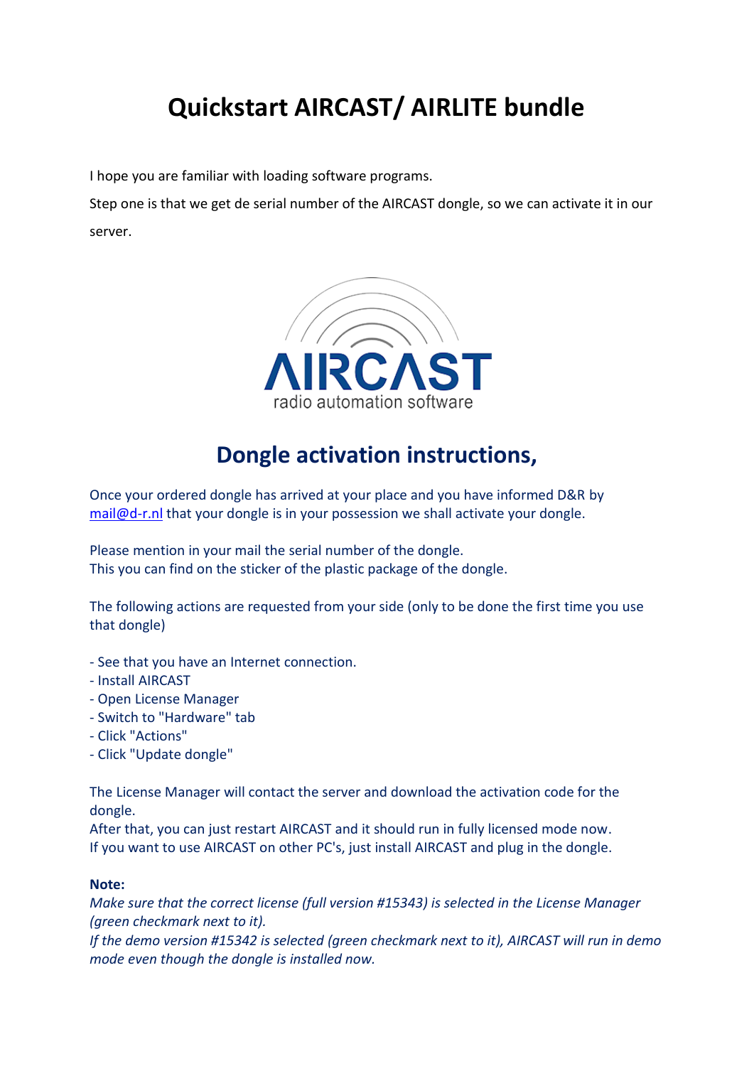# Quickstart AIRCAST/ AIRLITE bundle

I hope you are familiar with loading software programs.

Step one is that we get de serial number of the AIRCAST dongle, so we can activate it in our server.

## Dongle activation instructions,

Once your ordered dongle has arrived at your place and you have informed D&R by mail@d-r.nl that your dongle is in your possession we shall activate your dongle.

Please mention in your mail the serial number of the dongle.
This you can find on the sticker of the plastic package of the dongle.

The following actions are requested from your side (only to be done the first time you use that dongle)

- See that you have an Internet connection.
- Install AIRCAST
- Open License Manager
- Switch to "Hardware" tab
- Click "Actions"
- Click "Update dongle"

The License Manager will contact the server and download the activation code for the dongle.
After that, you can just restart AIRCAST and it should run in fully licensed mode now.
If you want to use AIRCAST on other PC's, just install AIRCAST and plug in the dongle.

**Note:**
*Make sure that the correct license (full version #15343) is selected in the License Manager (green checkmark next to it).*
*If the demo version #15342 is selected (green checkmark next to it), AIRCAST will run in demo mode even though the dongle is installed now.*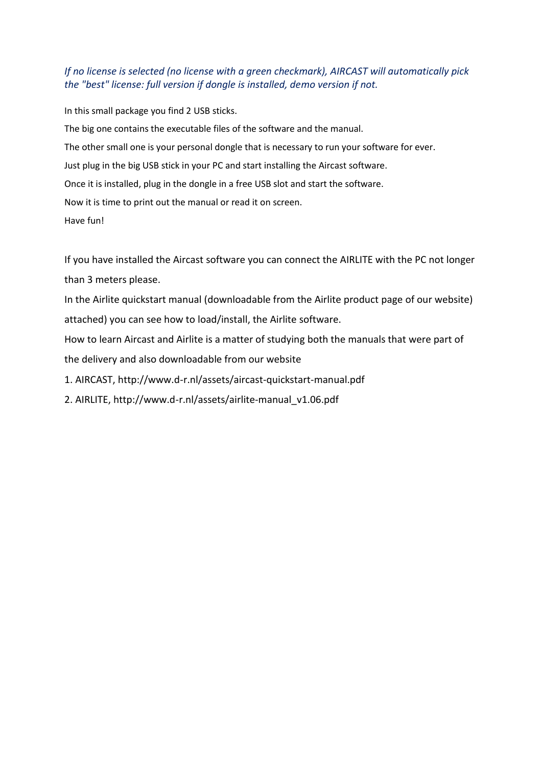*If no license is selected (no license with a green checkmark), AIRCAST will automatically pick the "best" license: full version if dongle is installed, demo version if not.*

In this small package you find 2 USB sticks.

The big one contains the executable files of the software and the manual.

The other small one is your personal dongle that is necessary to run your software for ever.

Just plug in the big USB stick in your PC and start installing the Aircast software.

Once it is installed, plug in the dongle in a free USB slot and start the software.

Now it is time to print out the manual or read it on screen.

Have fun!

If you have installed the Aircast software you can connect the AIRLITE with the PC not longer than 3 meters please.

In the Airlite quickstart manual (downloadable from the Airlite product page of our website) attached) you can see how to load/install, the Airlite software.

How to learn Aircast and Airlite is a matter of studying both the manuals that were part of the delivery and also downloadable from our website

1. AIRCAST, http://www.d-r.nl/assets/aircast-quickstart-manual.pdf
2. AIRLITE, http://www.d-r.nl/assets/airlite-manual_v1.06.pdf